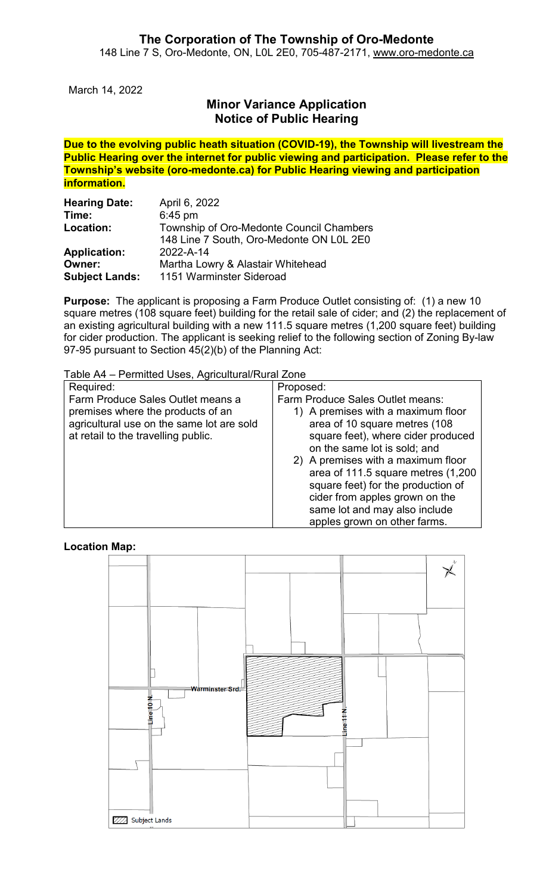# The Corporation of The Township of Oro-Medonte

148 Line 7 S, Oro-Medonte, ON, L0L 2E0, 705-487-2171, www.oro-medonte.ca

March 14, 2022

## Minor Variance Application
## Notice of Public Hearing

**Due to the evolving public heath situation (COVID-19), the Township will livestream the Public Hearing over the internet for public viewing and participation. Please refer to the Township's website (oro-medonte.ca) for Public Hearing viewing and participation information.**

**Hearing Date:** April 6, 2022
**Time:** 6:45 pm
**Location:** Township of Oro-Medonte Council Chambers
148 Line 7 South, Oro-Medonte ON L0L 2E0
**Application:** 2022-A-14
**Owner:** Martha Lowry & Alastair Whitehead
**Subject Lands:** 1151 Warminster Sideroad

**Purpose:** The applicant is proposing a Farm Produce Outlet consisting of: (1) a new 10 square metres (108 square feet) building for the retail sale of cider; and (2) the replacement of an existing agricultural building with a new 111.5 square metres (1,200 square feet) building for cider production. The applicant is seeking relief to the following section of Zoning By-law 97-95 pursuant to Section 45(2)(b) of the Planning Act:

Table A4 – Permitted Uses, Agricultural/Rural Zone

| Required: | Proposed: |
|---|---|
| Farm Produce Sales Outlet means a premises where the products of an agricultural use on the same lot are sold at retail to the travelling public. | Farm Produce Sales Outlet means:<br>1) A premises with a maximum floor area of 10 square metres (108 square feet), where cider produced on the same lot is sold; and<br>2) A premises with a maximum floor area of 111.5 square metres (1,200 square feet) for the production of cider from apples grown on the same lot and may also include apples grown on other farms. |

**Location Map:**

Warminster Srd.
Line 10 N.
Line 11 N.
Subject Lands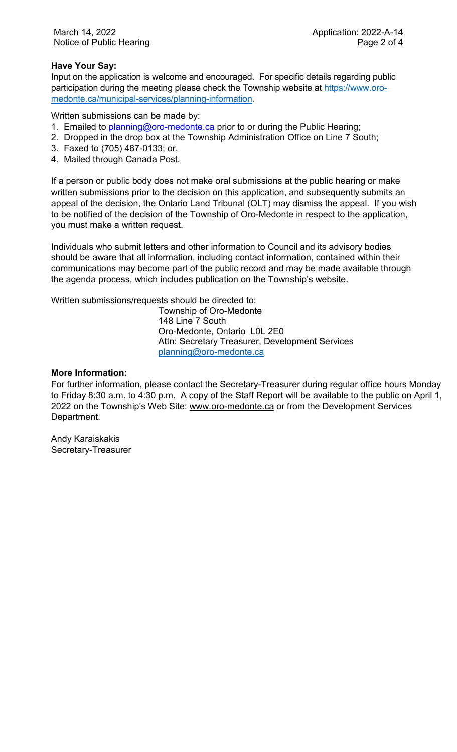**Have Your Say:**

Input on the application is welcome and encouraged. For specific details regarding public participation during the meeting please check the Township website at https://www.oro-medonte.ca/municipal-services/planning-information.

Written submissions can be made by:

1. Emailed to planning@oro-medonte.ca prior to or during the Public Hearing;
2. Dropped in the drop box at the Township Administration Office on Line 7 South;
3. Faxed to (705) 487-0133; or,
4. Mailed through Canada Post.

If a person or public body does not make oral submissions at the public hearing or make written submissions prior to the decision on this application, and subsequently submits an appeal of the decision, the Ontario Land Tribunal (OLT) may dismiss the appeal. If you wish to be notified of the decision of the Township of Oro-Medonte in respect to the application, you must make a written request.

Individuals who submit letters and other information to Council and its advisory bodies should be aware that all information, including contact information, contained within their communications may become part of the public record and may be made available through the agenda process, which includes publication on the Township's website.

Written submissions/requests should be directed to:

Township of Oro-Medonte
148 Line 7 South
Oro-Medonte, Ontario L0L 2E0
Attn: Secretary Treasurer, Development Services
planning@oro-medonte.ca

**More Information:**

For further information, please contact the Secretary-Treasurer during regular office hours Monday to Friday 8:30 a.m. to 4:30 p.m. A copy of the Staff Report will be available to the public on April 1, 2022 on the Township's Web Site: www.oro-medonte.ca or from the Development Services Department.

Andy Karaiskakis
Secretary-Treasurer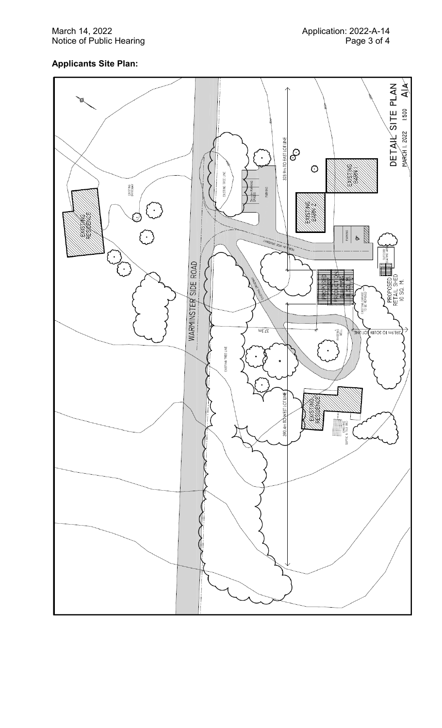**Applicants Site Plan:**

DETAIL SITE PLAN A1A

1:500

MARCH 1, 2022

EXISTING RESIDENCE

EXISTING DRIVEWAY

WARMINSTER SIDE ROAD

EXISTING TREE LINE

PARKING

EXISTING BARN 1

EXISTING BARN 2

323.9m TO EAST LOT LINE

PROPOSED PRODUCTION BUILDING

PROPOSED RETAIL SHED 10 SQ. M.

OUTDOOR SEATING AREA

EXISTING GARAGE TO BE REMOVED

398.9m TO SOUTH LOT LINE

37.3m

EXISTING WELL

390.4m TO WEST LOT LINE

EXISTING RESIDENCE

EXISTING SEPTIC & TILE BED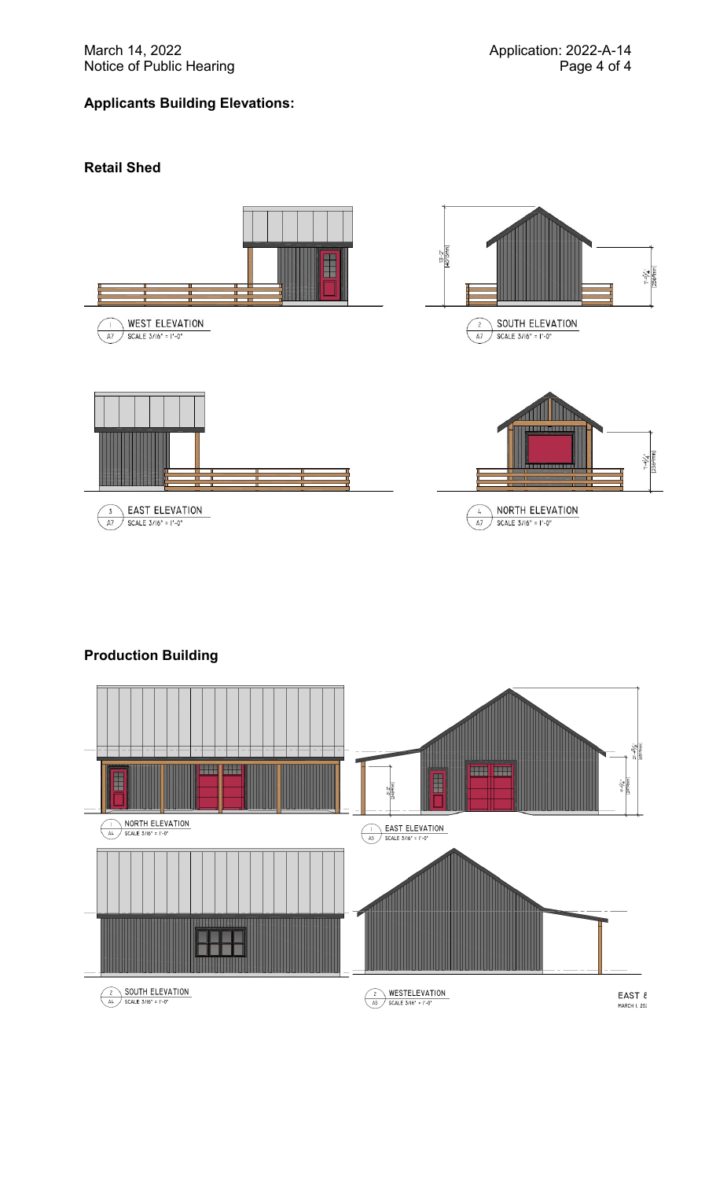## Applicants Building Elevations:

### Retail Shed

1 WEST ELEVATION
A7 SCALE 3/16" = 1'-0"

2 SOUTH ELEVATION
A7 SCALE 3/16" = 1'-0"

3 EAST ELEVATION
A7 SCALE 3/16" = 1'-0"

4 NORTH ELEVATION
A7 SCALE 3/16" = 1'-0"

### Production Building

1 NORTH ELEVATION
A4 SCALE 3/16" = 1'-0"

1 EAST ELEVATION
A5 SCALE 3/16" = 1'-0"

2 SOUTH ELEVATION
A4 SCALE 3/16" = 1'-0"

2 WESTELEVATION
A5 SCALE 3/16" = 1'-0"